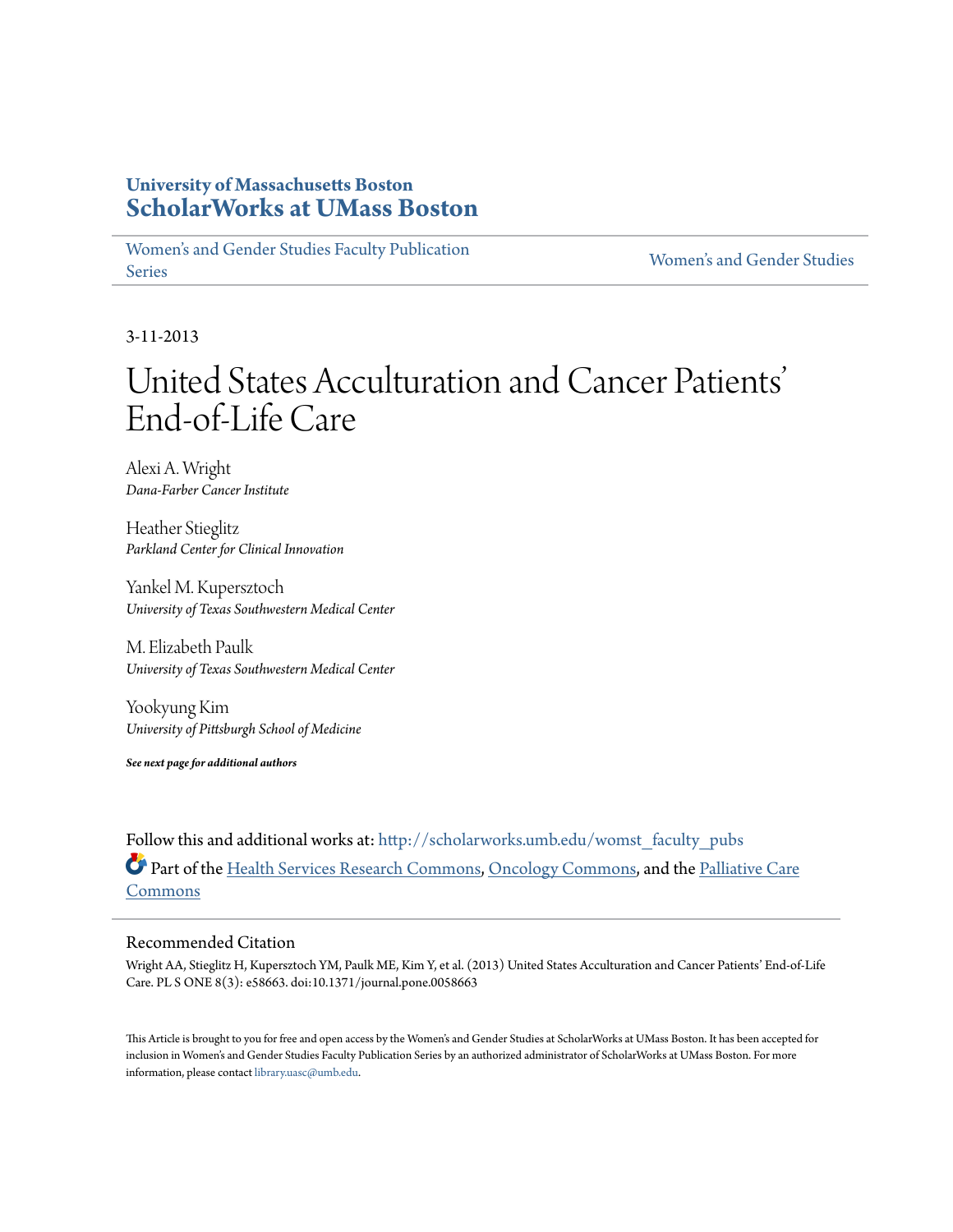**University of Massachusetts Boston**
# ScholarWorks at UMass Boston

Women's and Gender Studies Faculty Publication Series | Women's and Gender Studies

3-11-2013

# United States Acculturation and Cancer Patients' End-of-Life Care

Alexi A. Wright
*Dana-Farber Cancer Institute*

Heather Stieglitz
*Parkland Center for Clinical Innovation*

Yankel M. Kupersztoch
*University of Texas Southwestern Medical Center*

M. Elizabeth Paulk
*University of Texas Southwestern Medical Center*

Yookyung Kim
*University of Pittsburgh School of Medicine*

***See next page for additional authors***

Follow this and additional works at: http://scholarworks.umb.edu/womst_faculty_pubs

Part of the Health Services Research Commons, Oncology Commons, and the Palliative Care Commons

## Recommended Citation

Wright AA, Stieglitz H, Kupersztoch YM, Paulk ME, Kim Y, et al. (2013) United States Acculturation and Cancer Patients' End-of-Life Care. PL S ONE 8(3): e58663. doi:10.1371/journal.pone.0058663

This Article is brought to you for free and open access by the Women's and Gender Studies at ScholarWorks at UMass Boston. It has been accepted for inclusion in Women's and Gender Studies Faculty Publication Series by an authorized administrator of ScholarWorks at UMass Boston. For more information, please contact library.uasc@umb.edu.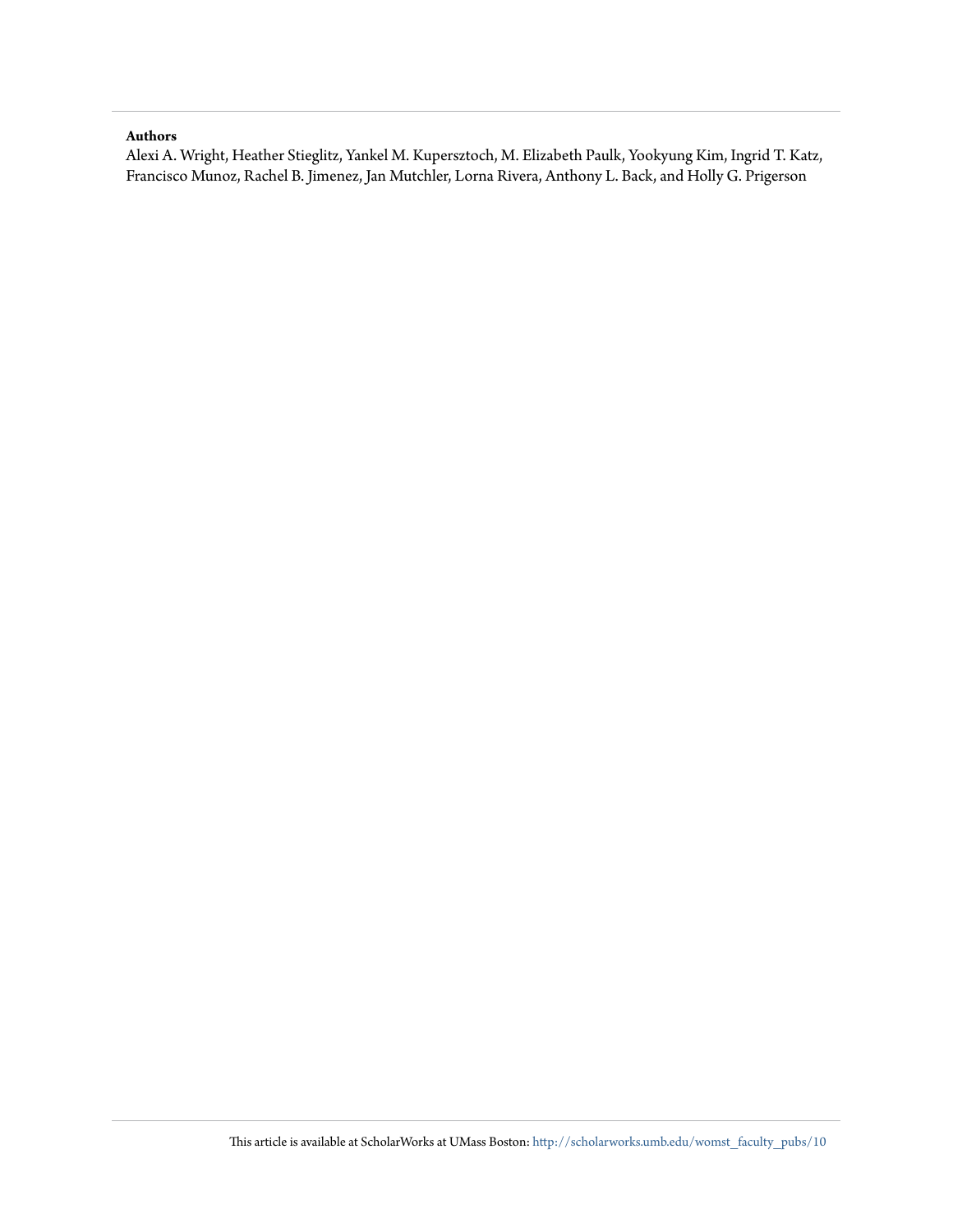**Authors**

Alexi A. Wright, Heather Stieglitz, Yankel M. Kupersztoch, M. Elizabeth Paulk, Yookyung Kim, Ingrid T. Katz, Francisco Munoz, Rachel B. Jimenez, Jan Mutchler, Lorna Rivera, Anthony L. Back, and Holly G. Prigerson

This article is available at ScholarWorks at UMass Boston: http://scholarworks.umb.edu/womst_faculty_pubs/10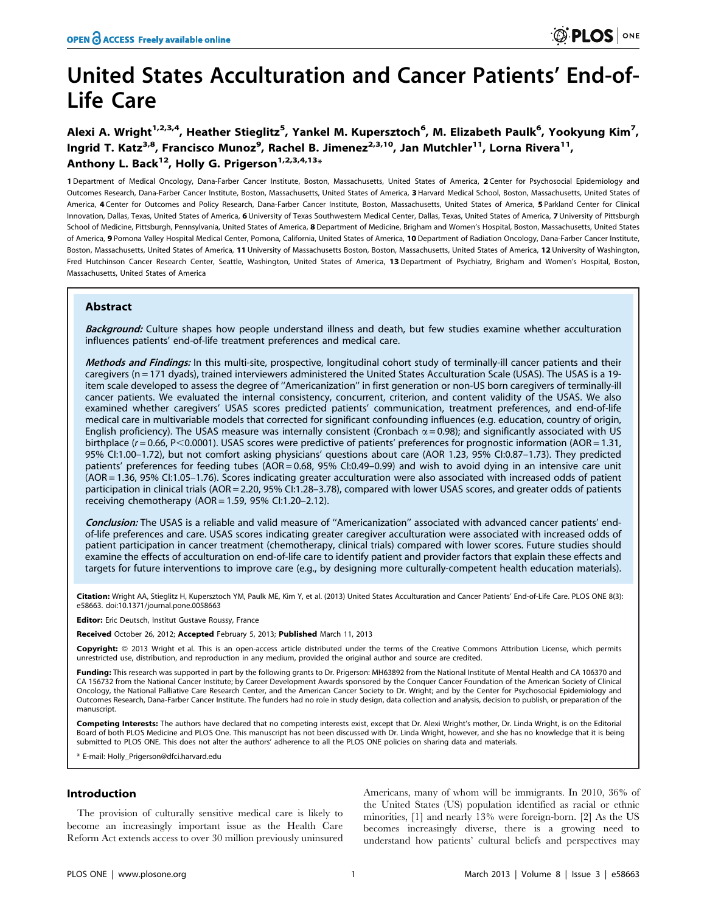# United States Acculturation and Cancer Patients' End-of-Life Care

## Alexi A. Wright[1,2,3,4], Heather Stieglitz[5], Yankel M. Kupersztoch[6], M. Elizabeth Paulk[6], Yookyung Kim[7], Ingrid T. Katz[3,8], Francisco Munoz[9], Rachel B. Jimenez[2,3,10], Jan Mutchler[11], Lorna Rivera[11], Anthony L. Back[12], Holly G. Prigerson[1,2,3,4,13]*

1 Department of Medical Oncology, Dana-Farber Cancer Institute, Boston, Massachusetts, United States of America, 2 Center for Psychosocial Epidemiology and Outcomes Research, Dana-Farber Cancer Institute, Boston, Massachusetts, United States of America, 3 Harvard Medical School, Boston, Massachusetts, United States of America, 4 Center for Outcomes and Policy Research, Dana-Farber Cancer Institute, Boston, Massachusetts, United States of America, 5 Parkland Center for Clinical Innovation, Dallas, Texas, United States of America, 6 University of Texas Southwestern Medical Center, Dallas, Texas, United States of America, 7 University of Pittsburgh School of Medicine, Pittsburgh, Pennsylvania, United States of America, 8 Department of Medicine, Brigham and Women's Hospital, Boston, Massachusetts, United States of America, 9 Pomona Valley Hospital Medical Center, Pomona, California, United States of America, 10 Department of Radiation Oncology, Dana-Farber Cancer Institute, Boston, Massachusetts, United States of America, 11 University of Massachusetts Boston, Boston, Massachusetts, United States of America, 12 University of Washington, Fred Hutchinson Cancer Research Center, Seattle, Washington, United States of America, 13 Department of Psychiatry, Brigham and Women's Hospital, Boston, Massachusetts, United States of America

### Abstract

***Background:*** Culture shapes how people understand illness and death, but few studies examine whether acculturation influences patients' end-of-life treatment preferences and medical care.

***Methods and Findings:*** In this multi-site, prospective, longitudinal cohort study of terminally-ill cancer patients and their caregivers (n = 171 dyads), trained interviewers administered the United States Acculturation Scale (USAS). The USAS is a 19-item scale developed to assess the degree of ''Americanization'' in first generation or non-US born caregivers of terminally-ill cancer patients. We evaluated the internal consistency, concurrent, criterion, and content validity of the USAS. We also examined whether caregivers' USAS scores predicted patients' communication, treatment preferences, and end-of-life medical care in multivariable models that corrected for significant confounding influences (e.g. education, country of origin, English proficiency). The USAS measure was internally consistent (Cronbach $\alpha = 0.98$); and significantly associated with US birthplace ($r = 0.66$, $P < 0.0001$). USAS scores were predictive of patients' preferences for prognostic information (AOR = 1.31, 95% CI:1.00–1.72), but not comfort asking physicians' questions about care (AOR 1.23, 95% CI:0.87–1.73). They predicted patients' preferences for feeding tubes (AOR = 0.68, 95% CI:0.49–0.99) and wish to avoid dying in an intensive care unit (AOR = 1.36, 95% CI:1.05–1.76). Scores indicating greater acculturation were also associated with increased odds of patient participation in clinical trials (AOR = 2.20, 95% CI:1.28–3.78), compared with lower USAS scores, and greater odds of patients receiving chemotherapy (AOR = 1.59, 95% CI:1.20–2.12).

***Conclusion:*** The USAS is a reliable and valid measure of ''Americanization'' associated with advanced cancer patients' end-of-life preferences and care. USAS scores indicating greater caregiver acculturation were associated with increased odds of patient participation in cancer treatment (chemotherapy, clinical trials) compared with lower scores. Future studies should examine the effects of acculturation on end-of-life care to identify patient and provider factors that explain these effects and targets for future interventions to improve care (e.g., by designing more culturally-competent health education materials).

**Citation:** Wright AA, Stieglitz H, Kupersztoch YM, Paulk ME, Kim Y, et al. (2013) United States Acculturation and Cancer Patients' End-of-Life Care. PLOS ONE 8(3): e58663. doi:10.1371/journal.pone.0058663

**Editor:** Eric Deutsch, Institut Gustave Roussy, France

**Received** October 26, 2012; **Accepted** February 5, 2013; **Published** March 11, 2013

**Copyright:** © 2013 Wright et al. This is an open-access article distributed under the terms of the Creative Commons Attribution License, which permits unrestricted use, distribution, and reproduction in any medium, provided the original author and source are credited.

**Funding:** This research was supported in part by the following grants to Dr. Prigerson: MH63892 from the National Institute of Mental Health and CA 106370 and CA 156732 from the National Cancer Institute; by Career Development Awards sponsored by the Conquer Cancer Foundation of the American Society of Clinical Oncology, the National Palliative Care Research Center, and the American Cancer Society to Dr. Wright; and by the Center for Psychosocial Epidemiology and Outcomes Research, Dana-Farber Cancer Institute. The funders had no role in study design, data collection and analysis, decision to publish, or preparation of the manuscript.

**Competing Interests:** The authors have declared that no competing interests exist, except that Dr. Alexi Wright's mother, Dr. Linda Wright, is on the Editorial Board of both PLOS Medicine and PLOS One. This manuscript has not been discussed with Dr. Linda Wright, however, and she has no knowledge that it is being submitted to PLOS ONE. This does not alter the authors' adherence to all the PLOS ONE policies on sharing data and materials.

\* E-mail: Holly_Prigerson@dfci.harvard.edu

## Introduction

The provision of culturally sensitive medical care is likely to become an increasingly important issue as the Health Care Reform Act extends access to over 30 million previously uninsured Americans, many of whom will be immigrants. In 2010, 36% of the United States (US) population identified as racial or ethnic minorities, [1] and nearly 13% were foreign-born. [2] As the US becomes increasingly diverse, there is a growing need to understand how patients' cultural beliefs and perspectives may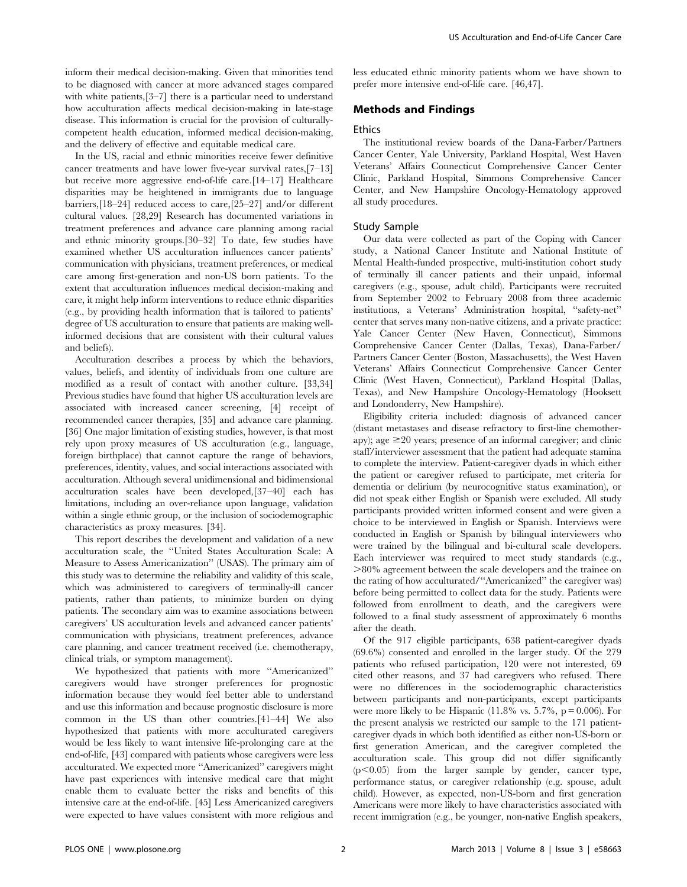inform their medical decision-making. Given that minorities tend to be diagnosed with cancer at more advanced stages compared with white patients,[3–7] there is a particular need to understand how acculturation affects medical decision-making in late-stage disease. This information is crucial for the provision of culturally-competent health education, informed medical decision-making, and the delivery of effective and equitable medical care.

In the US, racial and ethnic minorities receive fewer definitive cancer treatments and have lower five-year survival rates,[7–13] but receive more aggressive end-of-life care.[14–17] Healthcare disparities may be heightened in immigrants due to language barriers,[18–24] reduced access to care,[25–27] and/or different cultural values. [28,29] Research has documented variations in treatment preferences and advance care planning among racial and ethnic minority groups.[30–32] To date, few studies have examined whether US acculturation influences cancer patients' communication with physicians, treatment preferences, or medical care among first-generation and non-US born patients. To the extent that acculturation influences medical decision-making and care, it might help inform interventions to reduce ethnic disparities (e.g., by providing health information that is tailored to patients' degree of US acculturation to ensure that patients are making well-informed decisions that are consistent with their cultural values and beliefs).

Acculturation describes a process by which the behaviors, values, beliefs, and identity of individuals from one culture are modified as a result of contact with another culture. [33,34] Previous studies have found that higher US acculturation levels are associated with increased cancer screening, [4] receipt of recommended cancer therapies, [35] and advance care planning. [36] One major limitation of existing studies, however, is that most rely upon proxy measures of US acculturation (e.g., language, foreign birthplace) that cannot capture the range of behaviors, preferences, identity, values, and social interactions associated with acculturation. Although several unidimensional and bidimensional acculturation scales have been developed,[37–40] each has limitations, including an over-reliance upon language, validation within a single ethnic group, or the inclusion of sociodemographic characteristics as proxy measures. [34].

This report describes the development and validation of a new acculturation scale, the "United States Acculturation Scale: A Measure to Assess Americanization" (USAS). The primary aim of this study was to determine the reliability and validity of this scale, which was administered to caregivers of terminally-ill cancer patients, rather than patients, to minimize burden on dying patients. The secondary aim was to examine associations between caregivers' US acculturation levels and advanced cancer patients' communication with physicians, treatment preferences, advance care planning, and cancer treatment received (i.e. chemotherapy, clinical trials, or symptom management).

We hypothesized that patients with more "Americanized" caregivers would have stronger preferences for prognostic information because they would feel better able to understand and use this information and because prognostic disclosure is more common in the US than other countries.[41–44] We also hypothesized that patients with more acculturated caregivers would be less likely to want intensive life-prolonging care at the end-of-life, [43] compared with patients whose caregivers were less acculturated. We expected more "Americanized" caregivers might have past experiences with intensive medical care that might enable them to evaluate better the risks and benefits of this intensive care at the end-of-life. [45] Less Americanized caregivers were expected to have values consistent with more religious and less educated ethnic minority patients whom we have shown to prefer more intensive end-of-life care. [46,47].

## Methods and Findings

### Ethics

The institutional review boards of the Dana-Farber/Partners Cancer Center, Yale University, Parkland Hospital, West Haven Veterans' Affairs Connecticut Comprehensive Cancer Center Clinic, Parkland Hospital, Simmons Comprehensive Cancer Center, and New Hampshire Oncology-Hematology approved all study procedures.

### Study Sample

Our data were collected as part of the Coping with Cancer study, a National Cancer Institute and National Institute of Mental Health-funded prospective, multi-institution cohort study of terminally ill cancer patients and their unpaid, informal caregivers (e.g., spouse, adult child). Participants were recruited from September 2002 to February 2008 from three academic institutions, a Veterans' Administration hospital, "safety-net" center that serves many non-native citizens, and a private practice: Yale Cancer Center (New Haven, Connecticut), Simmons Comprehensive Cancer Center (Dallas, Texas), Dana-Farber/Partners Cancer Center (Boston, Massachusetts), the West Haven Veterans' Affairs Connecticut Comprehensive Cancer Center Clinic (West Haven, Connecticut), Parkland Hospital (Dallas, Texas), and New Hampshire Oncology-Hematology (Hooksett and Londonderry, New Hampshire).

Eligibility criteria included: diagnosis of advanced cancer (distant metastases and disease refractory to first-line chemotherapy); age $\geq$20 years; presence of an informal caregiver; and clinic staff/interviewer assessment that the patient had adequate stamina to complete the interview. Patient-caregiver dyads in which either the patient or caregiver refused to participate, met criteria for dementia or delirium (by neurocognitive status examination), or did not speak either English or Spanish were excluded. All study participants provided written informed consent and were given a choice to be interviewed in English or Spanish. Interviews were conducted in English or Spanish by bilingual interviewers who were trained by the bilingual and bi-cultural scale developers. Each interviewer was required to meet study standards (e.g., >80% agreement between the scale developers and the trainee on the rating of how acculturated/"Americanized" the caregiver was) before being permitted to collect data for the study. Patients were followed from enrollment to death, and the caregivers were followed to a final study assessment of approximately 6 months after the death.

Of the 917 eligible participants, 638 patient-caregiver dyads (69.6%) consented and enrolled in the larger study. Of the 279 patients who refused participation, 120 were not interested, 69 cited other reasons, and 37 had caregivers who refused. There were no differences in the sociodemographic characteristics between participants and non-participants, except participants were more likely to be Hispanic (11.8% vs. 5.7%, $p = 0.006$). For the present analysis we restricted our sample to the 171 patient-caregiver dyads in which both identified as either non-US-born or first generation American, and the caregiver completed the acculturation scale. This group did not differ significantly ($p<0.05$) from the larger sample by gender, cancer type, performance status, or caregiver relationship (e.g. spouse, adult child). However, as expected, non-US-born and first generation Americans were more likely to have characteristics associated with recent immigration (e.g., be younger, non-native English speakers,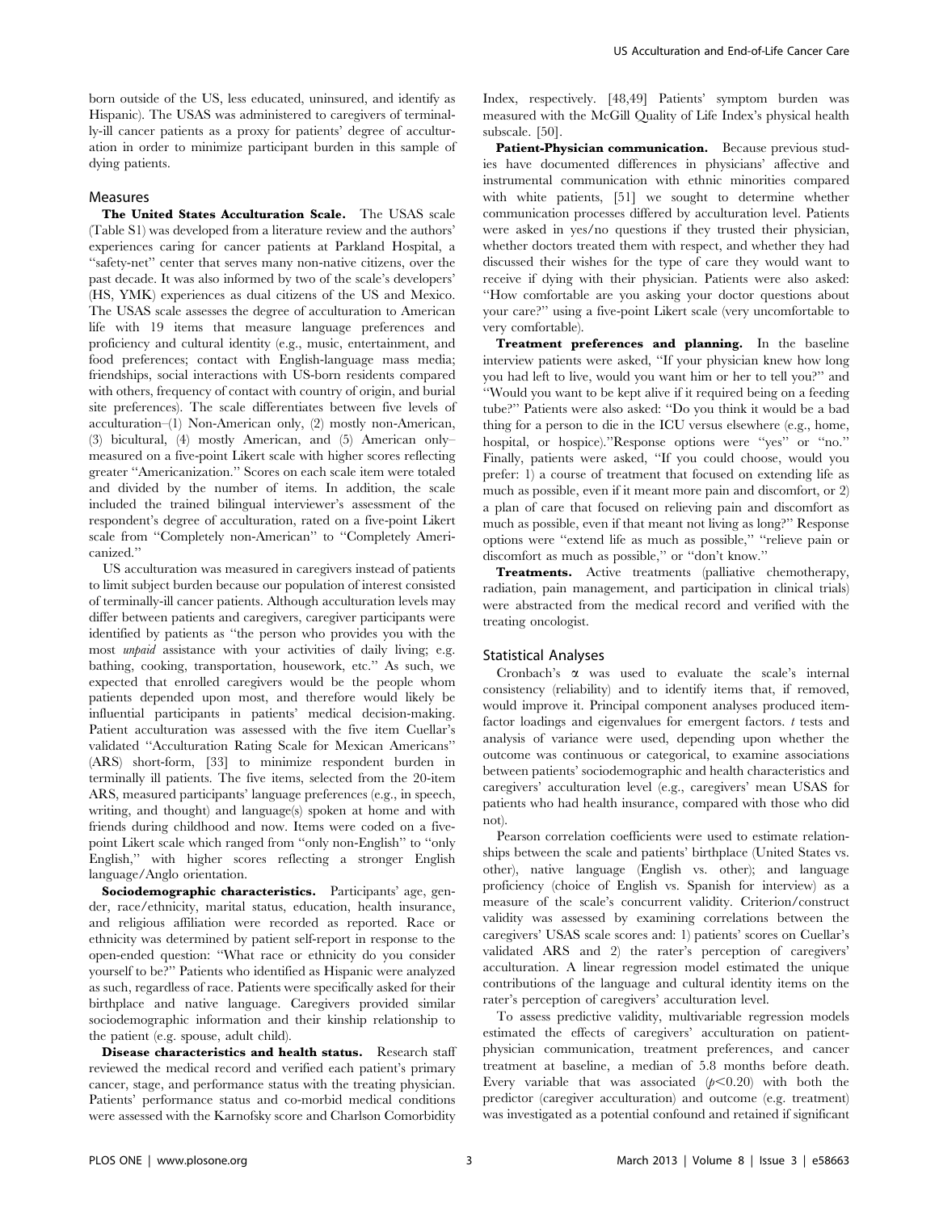born outside of the US, less educated, uninsured, and identify as Hispanic). The USAS was administered to caregivers of terminally-ill cancer patients as a proxy for patients' degree of acculturation in order to minimize participant burden in this sample of dying patients.

## Measures

**The United States Acculturation Scale.** The USAS scale (Table S1) was developed from a literature review and the authors' experiences caring for cancer patients at Parkland Hospital, a "safety-net" center that serves many non-native citizens, over the past decade. It was also informed by two of the scale's developers' (HS, YMK) experiences as dual citizens of the US and Mexico. The USAS scale assesses the degree of acculturation to American life with 19 items that measure language preferences and proficiency and cultural identity (e.g., music, entertainment, and food preferences; contact with English-language mass media; friendships, social interactions with US-born residents compared with others, frequency of contact with country of origin, and burial site preferences). The scale differentiates between five levels of acculturation–(1) Non-American only, (2) mostly non-American, (3) bicultural, (4) mostly American, and (5) American only– measured on a five-point Likert scale with higher scores reflecting greater "Americanization." Scores on each scale item were totaled and divided by the number of items. In addition, the scale included the trained bilingual interviewer's assessment of the respondent's degree of acculturation, rated on a five-point Likert scale from "Completely non-American" to "Completely Americanized."

US acculturation was measured in caregivers instead of patients to limit subject burden because our population of interest consisted of terminally-ill cancer patients. Although acculturation levels may differ between patients and caregivers, caregiver participants were identified by patients as "the person who provides you with the most *unpaid* assistance with your activities of daily living; e.g. bathing, cooking, transportation, housework, etc." As such, we expected that enrolled caregivers would be the people whom patients depended upon most, and therefore would likely be influential participants in patients' medical decision-making. Patient acculturation was assessed with the five item Cuellar's validated "Acculturation Rating Scale for Mexican Americans" (ARS) short-form, [33] to minimize respondent burden in terminally ill patients. The five items, selected from the 20-item ARS, measured participants' language preferences (e.g., in speech, writing, and thought) and language(s) spoken at home and with friends during childhood and now. Items were coded on a five-point Likert scale which ranged from "only non-English" to "only English," with higher scores reflecting a stronger English language/Anglo orientation.

**Sociodemographic characteristics.** Participants' age, gender, race/ethnicity, marital status, education, health insurance, and religious affiliation were recorded as reported. Race or ethnicity was determined by patient self-report in response to the open-ended question: "What race or ethnicity do you consider yourself to be?" Patients who identified as Hispanic were analyzed as such, regardless of race. Patients were specifically asked for their birthplace and native language. Caregivers provided similar sociodemographic information and their kinship relationship to the patient (e.g. spouse, adult child).

**Disease characteristics and health status.** Research staff reviewed the medical record and verified each patient's primary cancer, stage, and performance status with the treating physician. Patients' performance status and co-morbid medical conditions were assessed with the Karnofsky score and Charlson Comorbidity Index, respectively. [48,49] Patients' symptom burden was measured with the McGill Quality of Life Index's physical health subscale. [50].

**Patient-Physician communication.** Because previous studies have documented differences in physicians' affective and instrumental communication with ethnic minorities compared with white patients, [51] we sought to determine whether communication processes differed by acculturation level. Patients were asked in yes/no questions if they trusted their physician, whether doctors treated them with respect, and whether they had discussed their wishes for the type of care they would want to receive if dying with their physician. Patients were also asked: "How comfortable are you asking your doctor questions about your care?" using a five-point Likert scale (very uncomfortable to very comfortable).

**Treatment preferences and planning.** In the baseline interview patients were asked, "If your physician knew how long you had left to live, would you want him or her to tell you?" and "Would you want to be kept alive if it required being on a feeding tube?" Patients were also asked: "Do you think it would be a bad thing for a person to die in the ICU versus elsewhere (e.g., home, hospital, or hospice)."Response options were "yes" or "no." Finally, patients were asked, "If you could choose, would you prefer: 1) a course of treatment that focused on extending life as much as possible, even if it meant more pain and discomfort, or 2) a plan of care that focused on relieving pain and discomfort as much as possible, even if that meant not living as long?" Response options were "extend life as much as possible," "relieve pain or discomfort as much as possible," or "don't know."

**Treatments.** Active treatments (palliative chemotherapy, radiation, pain management, and participation in clinical trials) were abstracted from the medical record and verified with the treating oncologist.

## Statistical Analyses

Cronbach's $\alpha$ was used to evaluate the scale's internal consistency (reliability) and to identify items that, if removed, would improve it. Principal component analyses produced item-factor loadings and eigenvalues for emergent factors. *t* tests and analysis of variance were used, depending upon whether the outcome was continuous or categorical, to examine associations between patients' sociodemographic and health characteristics and caregivers' acculturation level (e.g., caregivers' mean USAS for patients who had health insurance, compared with those who did not).

Pearson correlation coefficients were used to estimate relationships between the scale and patients' birthplace (United States vs. other), native language (English vs. other); and language proficiency (choice of English vs. Spanish for interview) as a measure of the scale's concurrent validity. Criterion/construct validity was assessed by examining correlations between the caregivers' USAS scale scores and: 1) patients' scores on Cuellar's validated ARS and 2) the rater's perception of caregivers' acculturation. A linear regression model estimated the unique contributions of the language and cultural identity items on the rater's perception of caregivers' acculturation level.

To assess predictive validity, multivariable regression models estimated the effects of caregivers' acculturation on patient-physician communication, treatment preferences, and cancer treatment at baseline, a median of 5.8 months before death. Every variable that was associated ($p<0.20$) with both the predictor (caregiver acculturation) and outcome (e.g. treatment) was investigated as a potential confound and retained if significant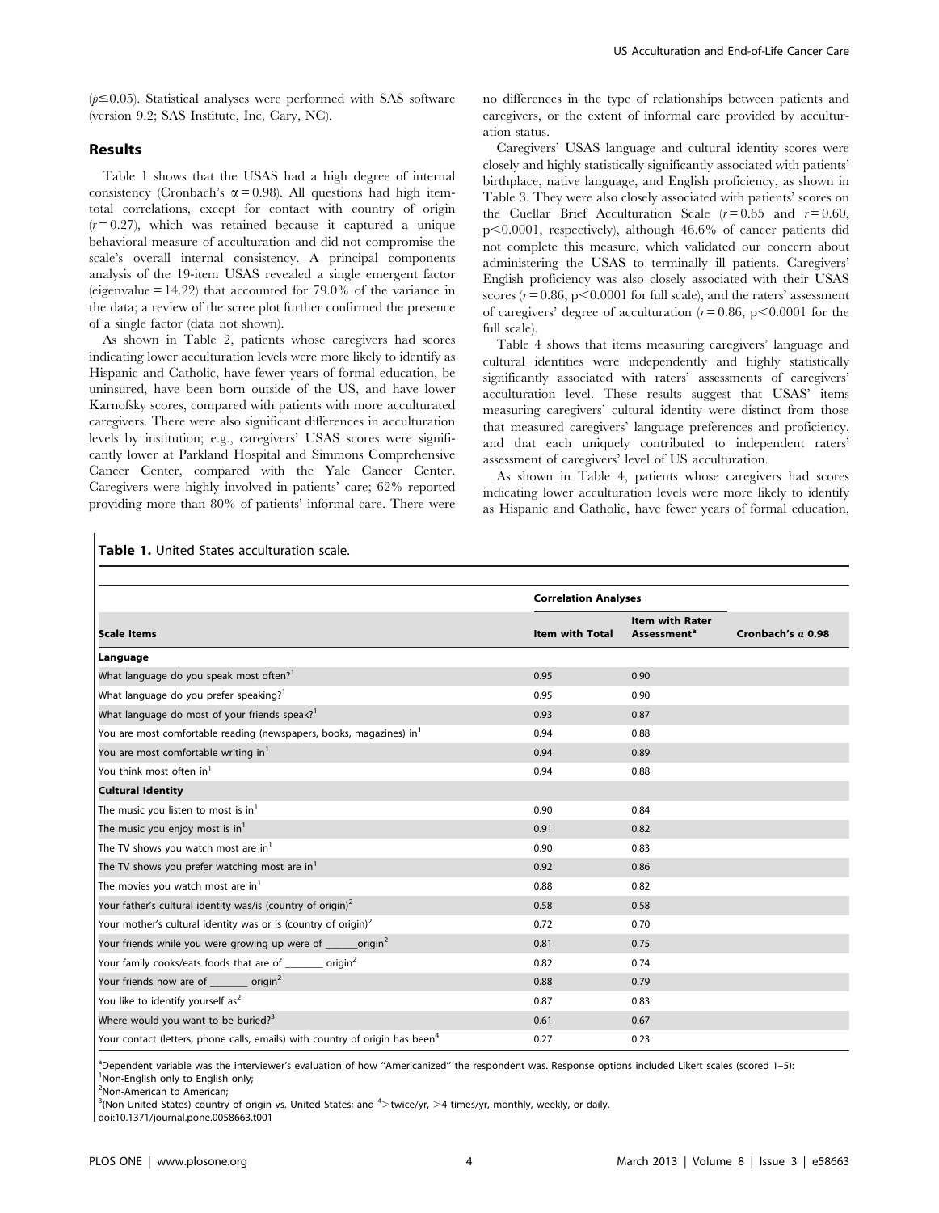($p \leq 0.05$). Statistical analyses were performed with SAS software (version 9.2; SAS Institute, Inc, Cary, NC).

## Results

Table 1 shows that the USAS had a high degree of internal consistency (Cronbach's $\alpha = 0.98$). All questions had high item-total correlations, except for contact with country of origin ($r = 0.27$), which was retained because it captured a unique behavioral measure of acculturation and did not compromise the scale's overall internal consistency. A principal components analysis of the 19-item USAS revealed a single emergent factor (eigenvalue = 14.22) that accounted for 79.0% of the variance in the data; a review of the scree plot further confirmed the presence of a single factor (data not shown).

As shown in Table 2, patients whose caregivers had scores indicating lower acculturation levels were more likely to identify as Hispanic and Catholic, have fewer years of formal education, be uninsured, have been born outside of the US, and have lower Karnofsky scores, compared with patients with more acculturated caregivers. There were also significant differences in acculturation levels by institution; e.g., caregivers' USAS scores were significantly lower at Parkland Hospital and Simmons Comprehensive Cancer Center, compared with the Yale Cancer Center. Caregivers were highly involved in patients' care; 62% reported providing more than 80% of patients' informal care. There were no differences in the type of relationships between patients and caregivers, or the extent of informal care provided by acculturation status.

Caregivers' USAS language and cultural identity scores were closely and highly statistically significantly associated with patients' birthplace, native language, and English proficiency, as shown in Table 3. They were also closely associated with patients' scores on the Cuellar Brief Acculturation Scale ($r = 0.65$ and $r = 0.60$, $p < 0.0001$, respectively), although 46.6% of cancer patients did not complete this measure, which validated our concern about administering the USAS to terminally ill patients. Caregivers' English proficiency was also closely associated with their USAS scores ($r = 0.86$, $p < 0.0001$ for full scale), and the raters' assessment of caregivers' degree of acculturation ($r = 0.86$, $p < 0.0001$ for the full scale).

Table 4 shows that items measuring caregivers' language and cultural identities were independently and highly statistically significantly associated with raters' assessments of caregivers' acculturation level. These results suggest that USAS' items measuring caregivers' cultural identity were distinct from those that measured caregivers' language preferences and proficiency, and that each uniquely contributed to independent raters' assessment of caregivers' level of US acculturation.

As shown in Table 4, patients whose caregivers had scores indicating lower acculturation levels were more likely to identify as Hispanic and Catholic, have fewer years of formal education,

**Table 1.** United States acculturation scale.

| | Correlation Analyses | | |
|---|---|---|---|
| **Scale Items** | **Item with Total** | **Item with Rater Assessment[a]** | **Cronbach's α 0.98** |
| **Language** | | | |
| What language do you speak most often?[1] | 0.95 | 0.90 | |
| What language do you prefer speaking?[1] | 0.95 | 0.90 | |
| What language do most of your friends speak?[1] | 0.93 | 0.87 | |
| You are most comfortable reading (newspapers, books, magazines) in[1] | 0.94 | 0.88 | |
| You are most comfortable writing in[1] | 0.94 | 0.89 | |
| You think most often in[1] | 0.94 | 0.88 | |
| **Cultural Identity** | | | |
| The music you listen to most is in[1] | 0.90 | 0.84 | |
| The music you enjoy most is in[1] | 0.91 | 0.82 | |
| The TV shows you watch most are in[1] | 0.90 | 0.83 | |
| The TV shows you prefer watching most are in[1] | 0.92 | 0.86 | |
| The movies you watch most are in[1] | 0.88 | 0.82 | |
| Your father's cultural identity was/is (country of origin)[2] | 0.58 | 0.58 | |
| Your mother's cultural identity was or is (country of origin)[2] | 0.72 | 0.70 | |
| Your friends while you were growing up were of ______origin[2] | 0.81 | 0.75 | |
| Your family cooks/eats foods that are of _______ origin[2] | 0.82 | 0.74 | |
| Your friends now are of _______ origin[2] | 0.88 | 0.79 | |
| You like to identify yourself as[2] | 0.87 | 0.83 | |
| Where would you want to be buried?[3] | 0.61 | 0.67 | |
| Your contact (letters, phone calls, emails) with country of origin has been[4] | 0.27 | 0.23 | |

[a]Dependent variable was the interviewer's evaluation of how "Americanized" the respondent was. Response options included Likert scales (scored 1–5):
[1]Non-English only to English only;
[2]Non-American to American;
[3](Non-United States) country of origin vs. United States; and [4]>twice/yr, >4 times/yr, monthly, weekly, or daily.
doi:10.1371/journal.pone.0058663.t001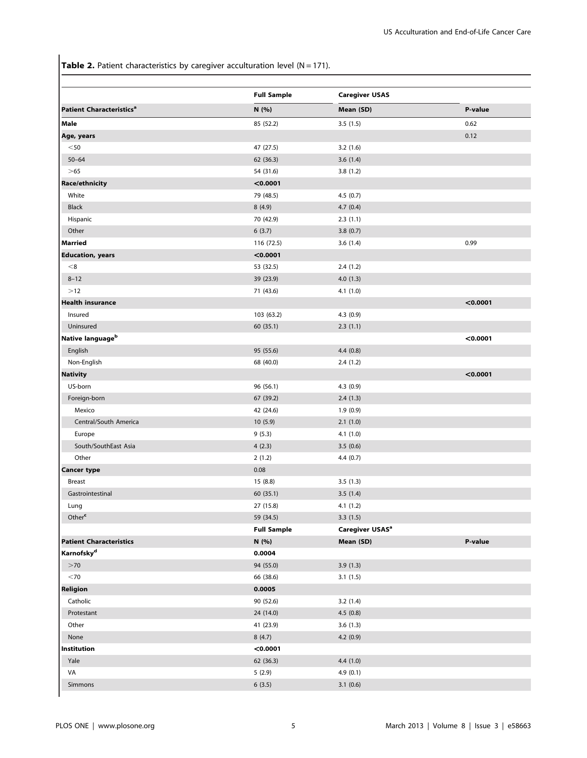**Table 2.** Patient characteristics by caregiver acculturation level (N = 171).

| | Full Sample | Caregiver USAS | |
|---|---|---|---|
| **Patient Characteristics[a]** | **N (%)** | **Mean (SD)** | **P-value** |
| **Male** | 85 (52.2) | 3.5 (1.5) | 0.62 |
| **Age, years** | | | 0.12 |
| <50 | 47 (27.5) | 3.2 (1.6) | |
| 50–64 | 62 (36.3) | 3.6 (1.4) | |
| >65 | 54 (31.6) | 3.8 (1.2) | |
| **Race/ethnicity** | **<0.0001** | | |
| White | 79 (48.5) | 4.5 (0.7) | |
| Black | 8 (4.9) | 4.7 (0.4) | |
| Hispanic | 70 (42.9) | 2.3 (1.1) | |
| Other | 6 (3.7) | 3.8 (0.7) | |
| **Married** | 116 (72.5) | 3.6 (1.4) | 0.99 |
| **Education, years** | **<0.0001** | | |
| <8 | 53 (32.5) | 2.4 (1.2) | |
| 8–12 | 39 (23.9) | 4.0 (1.3) | |
| >12 | 71 (43.6) | 4.1 (1.0) | |
| **Health insurance** | | | **<0.0001** |
| Insured | 103 (63.2) | 4.3 (0.9) | |
| Uninsured | 60 (35.1) | 2.3 (1.1) | |
| **Native language[b]** | | | **<0.0001** |
| English | 95 (55.6) | 4.4 (0.8) | |
| Non-English | 68 (40.0) | 2.4 (1.2) | |
| **Nativity** | | | **<0.0001** |
| US-born | 96 (56.1) | 4.3 (0.9) | |
| Foreign-born | 67 (39.2) | 2.4 (1.3) | |
| Mexico | 42 (24.6) | 1.9 (0.9) | |
| Central/South America | 10 (5.9) | 2.1 (1.0) | |
| Europe | 9 (5.3) | 4.1 (1.0) | |
| South/SouthEast Asia | 4 (2.3) | 3.5 (0.6) | |
| Other | 2 (1.2) | 4.4 (0.7) | |
| **Cancer type** | 0.08 | | |
| Breast | 15 (8.8) | 3.5 (1.3) | |
| Gastrointestinal | 60 (35.1) | 3.5 (1.4) | |
| Lung | 27 (15.8) | 4.1 (1.2) | |
| Other[c] | 59 (34.5) | 3.3 (1.5) | |
| | **Full Sample** | **Caregiver USAS[a]** | |
| **Patient Characteristics** | **N (%)** | **Mean (SD)** | **P-value** |
| **Karnofsky[d]** | **0.0004** | | |
| >70 | 94 (55.0) | 3.9 (1.3) | |
| <70 | 66 (38.6) | 3.1 (1.5) | |
| **Religion** | **0.0005** | | |
| Catholic | 90 (52.6) | 3.2 (1.4) | |
| Protestant | 24 (14.0) | 4.5 (0.8) | |
| Other | 41 (23.9) | 3.6 (1.3) | |
| None | 8 (4.7) | 4.2 (0.9) | |
| **Institution** | **<0.0001** | | |
| Yale | 62 (36.3) | 4.4 (1.0) | |
| VA | 5 (2.9) | 4.9 (0.1) | |
| Simmons | 6 (3.5) | 3.1 (0.6) | |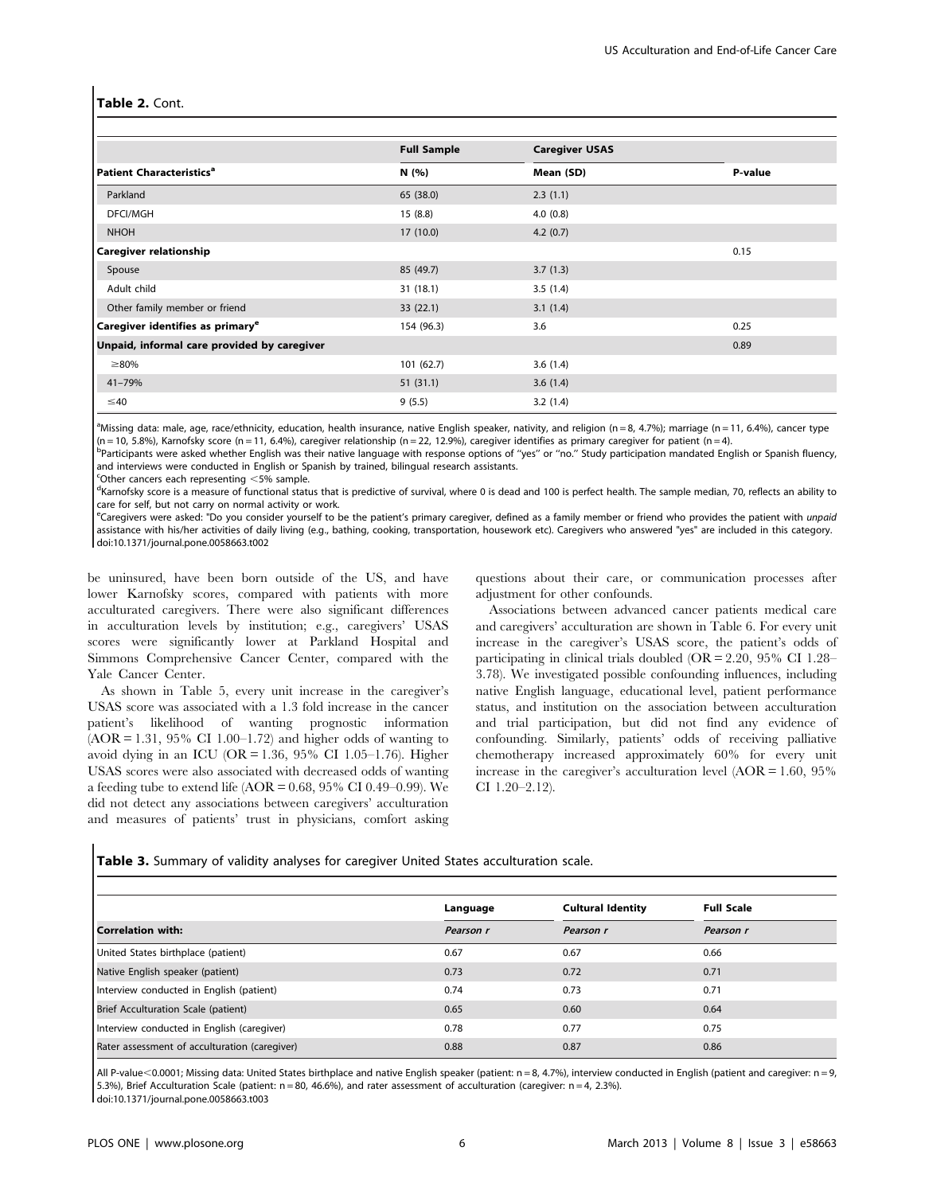**Table 2.** Cont.

| | Full Sample | Caregiver USAS | |
|---|---|---|---|
| **Patient Characteristics[a]** | N (%) | Mean (SD) | P-value |
| Parkland | 65 (38.0) | 2.3 (1.1) | |
| DFCI/MGH | 15 (8.8) | 4.0 (0.8) | |
| NHOH | 17 (10.0) | 4.2 (0.7) | |
| **Caregiver relationship** | | | 0.15 |
| Spouse | 85 (49.7) | 3.7 (1.3) | |
| Adult child | 31 (18.1) | 3.5 (1.4) | |
| Other family member or friend | 33 (22.1) | 3.1 (1.4) | |
| **Caregiver identifies as primary[e]** | 154 (96.3) | 3.6 | 0.25 |
| **Unpaid, informal care provided by caregiver** | | | 0.89 |
| ≥80% | 101 (62.7) | 3.6 (1.4) | |
| 41–79% | 51 (31.1) | 3.6 (1.4) | |
| ≤40 | 9 (5.5) | 3.2 (1.4) | |

[a]Missing data: male, age, race/ethnicity, education, health insurance, native English speaker, nativity, and religion (n = 8, 4.7%); marriage (n = 11, 6.4%), cancer type (n = 10, 5.8%), Karnofsky score (n = 11, 6.4%), caregiver relationship (n = 22, 12.9%), caregiver identifies as primary caregiver for patient (n = 4).
[b]Participants were asked whether English was their native language with response options of "yes" or "no." Study participation mandated English or Spanish fluency, and interviews were conducted in English or Spanish by trained, bilingual research assistants.
[c]Other cancers each representing <5% sample.
[d]Karnofsky score is a measure of functional status that is predictive of survival, where 0 is dead and 100 is perfect health. The sample median, 70, reflects an ability to care for self, but not carry on normal activity or work.
[e]Caregivers were asked: "Do you consider yourself to be the patient's primary caregiver, defined as a family member or friend who provides the patient with *unpaid* assistance with his/her activities of daily living (e.g., bathing, cooking, transportation, housework etc). Caregivers who answered "yes" are included in this category.
doi:10.1371/journal.pone.0058663.t002

be uninsured, have been born outside of the US, and have lower Karnofsky scores, compared with patients with more acculturated caregivers. There were also significant differences in acculturation levels by institution; e.g., caregivers' USAS scores were significantly lower at Parkland Hospital and Simmons Comprehensive Cancer Center, compared with the Yale Cancer Center.

As shown in Table 5, every unit increase in the caregiver's USAS score was associated with a 1.3 fold increase in the cancer patient's likelihood of wanting prognostic information (AOR = 1.31, 95% CI 1.00–1.72) and higher odds of wanting to avoid dying in an ICU (OR = 1.36, 95% CI 1.05–1.76). Higher USAS scores were also associated with decreased odds of wanting a feeding tube to extend life (AOR = 0.68, 95% CI 0.49–0.99). We did not detect any associations between caregivers' acculturation and measures of patients' trust in physicians, comfort asking questions about their care, or communication processes after adjustment for other confounds.

Associations between advanced cancer patients medical care and caregivers' acculturation are shown in Table 6. For every unit increase in the caregiver's USAS score, the patient's odds of participating in clinical trials doubled (OR = 2.20, 95% CI 1.28–3.78). We investigated possible confounding influences, including native English language, educational level, patient performance status, and institution on the association between acculturation and trial participation, but did not find any evidence of confounding. Similarly, patients' odds of receiving palliative chemotherapy increased approximately 60% for every unit increase in the caregiver's acculturation level (AOR = 1.60, 95% CI 1.20–2.12).

**Table 3.** Summary of validity analyses for caregiver United States acculturation scale.

| | Language | Cultural Identity | Full Scale |
|---|---|---|---|
| **Correlation with:** | *Pearson r* | *Pearson r* | *Pearson r* |
| United States birthplace (patient) | 0.67 | 0.67 | 0.66 |
| Native English speaker (patient) | 0.73 | 0.72 | 0.71 |
| Interview conducted in English (patient) | 0.74 | 0.73 | 0.71 |
| Brief Acculturation Scale (patient) | 0.65 | 0.60 | 0.64 |
| Interview conducted in English (caregiver) | 0.78 | 0.77 | 0.75 |
| Rater assessment of acculturation (caregiver) | 0.88 | 0.87 | 0.86 |

All P-value<0.0001; Missing data: United States birthplace and native English speaker (patient: n = 8, 4.7%), interview conducted in English (patient and caregiver: n = 9, 5.3%), Brief Acculturation Scale (patient: n = 80, 46.6%), and rater assessment of acculturation (caregiver: n = 4, 2.3%).
doi:10.1371/journal.pone.0058663.t003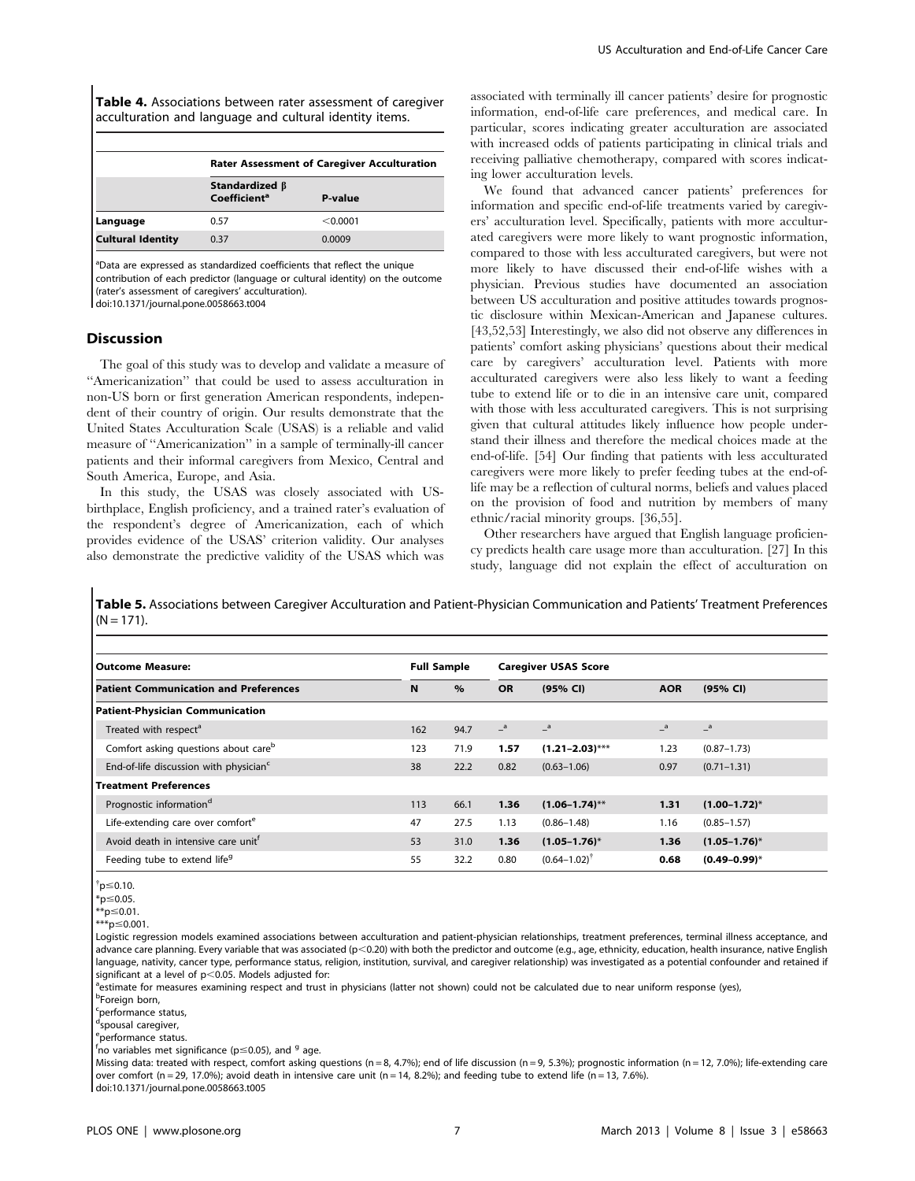**Table 4.** Associations between rater assessment of caregiver acculturation and language and cultural identity items.

| | Rater Assessment of Caregiver Acculturation | |
|---|---|---|
| | Standardized β Coefficient[a] | P-value |
| **Language** | 0.57 | <0.0001 |
| **Cultural Identity** | 0.37 | 0.0009 |

[a]Data are expressed as standardized coefficients that reflect the unique contribution of each predictor (language or cultural identity) on the outcome (rater's assessment of caregivers' acculturation).

doi:10.1371/journal.pone.0058663.t004

## Discussion

The goal of this study was to develop and validate a measure of "Americanization" that could be used to assess acculturation in non-US born or first generation American respondents, independent of their country of origin. Our results demonstrate that the United States Acculturation Scale (USAS) is a reliable and valid measure of "Americanization" in a sample of terminally-ill cancer patients and their informal caregivers from Mexico, Central and South America, Europe, and Asia.

In this study, the USAS was closely associated with US-birthplace, English proficiency, and a trained rater's evaluation of the respondent's degree of Americanization, each of which provides evidence of the USAS' criterion validity. Our analyses also demonstrate the predictive validity of the USAS which was associated with terminally ill cancer patients' desire for prognostic information, end-of-life care preferences, and medical care. In particular, scores indicating greater acculturation are associated with increased odds of patients participating in clinical trials and receiving palliative chemotherapy, compared with scores indicating lower acculturation levels.

We found that advanced cancer patients' preferences for information and specific end-of-life treatments varied by caregivers' acculturation level. Specifically, patients with more acculturated caregivers were more likely to want prognostic information, compared to those with less acculturated caregivers, but were not more likely to have discussed their end-of-life wishes with a physician. Previous studies have documented an association between US acculturation and positive attitudes towards prognostic disclosure within Mexican-American and Japanese cultures. [43,52,53] Interestingly, we also did not observe any differences in patients' comfort asking physicians' questions about their medical care by caregivers' acculturation level. Patients with more acculturated caregivers were also less likely to want a feeding tube to extend life or to die in an intensive care unit, compared with those with less acculturated caregivers. This is not surprising given that cultural attitudes likely influence how people understand their illness and therefore the medical choices made at the end-of-life. [54] Our finding that patients with less acculturated caregivers were more likely to prefer feeding tubes at the end-of-life may be a reflection of cultural norms, beliefs and values placed on the provision of food and nutrition by members of many ethnic/racial minority groups. [36,55].

Other researchers have argued that English language proficiency predicts health care usage more than acculturation. [27] In this study, language did not explain the effect of acculturation on

**Table 5.** Associations between Caregiver Acculturation and Patient-Physician Communication and Patients' Treatment Preferences (N = 171).

| Outcome Measure: | Full Sample | | Caregiver USAS Score | | | |
|---|---|---|---|---|---|---|
| **Patient Communication and Preferences** | **N** | **%** | **OR** | **(95% CI)** | **AOR** | **(95% CI)** |
| **Patient-Physician Communication** | | | | | | |
| Treated with respect[a] | 162 | 94.7 | –[a] | –[a] | –[a] | –[a] |
| Comfort asking questions about care[b] | 123 | 71.9 | **1.57** | **(1.21–2.03)***** | 1.23 | (0.87–1.73) |
| End-of-life discussion with physician[c] | 38 | 22.2 | 0.82 | (0.63–1.06) | 0.97 | (0.71–1.31) |
| **Treatment Preferences** | | | | | | |
| Prognostic information[d] | 113 | 66.1 | **1.36** | **(1.06–1.74)**** | **1.31** | **(1.00–1.72)*** |
| Life-extending care over comfort[e] | 47 | 27.5 | 1.13 | (0.86–1.48) | 1.16 | (0.85–1.57) |
| Avoid death in intensive care unit[f] | 53 | 31.0 | **1.36** | **(1.05–1.76)*** | **1.36** | **(1.05–1.76)*** |
| Feeding tube to extend life[g] | 55 | 32.2 | 0.80 | (0.64–1.02)[†] | **0.68** | **(0.49–0.99)*** |

[†]$p \leq 0.10$.
*$p \leq 0.05$.
**$p \leq 0.01$.
***$p \leq 0.001$.

Logistic regression models examined associations between acculturation and patient-physician relationships, treatment preferences, terminal illness acceptance, and advance care planning. Every variable that was associated ($p<0.20$) with both the predictor and outcome (e.g., age, ethnicity, education, health insurance, native English language, nativity, cancer type, performance status, religion, institution, survival, and caregiver relationship) was investigated as a potential confounder and retained if significant at a level of $p<0.05$. Models adjusted for:

[a]estimate for measures examining respect and trust in physicians (latter not shown) could not be calculated due to near uniform response (yes),
[b]Foreign born,
[c]performance status,
[d]spousal caregiver,
[e]performance status.
[f]no variables met significance ($p \leq 0.05$), and [g] age.

Missing data: treated with respect, comfort asking questions (n = 8, 4.7%); end of life discussion (n = 9, 5.3%); prognostic information (n = 12, 7.0%); life-extending care over comfort (n = 29, 17.0%); avoid death in intensive care unit (n = 14, 8.2%); and feeding tube to extend life (n = 13, 7.6%).

doi:10.1371/journal.pone.0058663.t005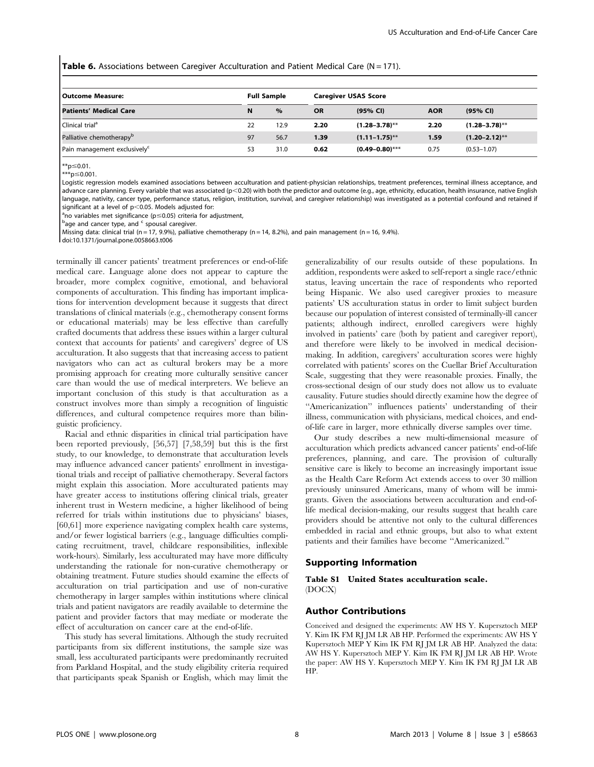**Table 6.** Associations between Caregiver Acculturation and Patient Medical Care (N = 171).

| Outcome Measure: | Full Sample | | Caregiver USAS Score | | | |
|---|---|---|---|---|---|---|
| **Patients' Medical Care** | **N** | **%** | **OR** | **(95% CI)** | **AOR** | **(95% CI)** |
| Clinical trial[a] | 22 | 12.9 | **2.20** | **(1.28–3.78)**** | **2.20** | **(1.28–3.78)**** |
| Palliative chemotherapy[b] | 97 | 56.7 | **1.39** | **(1.11–1.75)**** | **1.59** | **(1.20–2.12)**** |
| Pain management exclusively[c] | 53 | 31.0 | **0.62** | **(0.49–0.80)***** | 0.75 | (0.53–1.07) |

**$p \le 0.01$.
***$p \le 0.001$.
Logistic regression models examined associations between acculturation and patient-physician relationships, treatment preferences, terminal illness acceptance, and advance care planning. Every variable that was associated ($p < 0.20$) with both the predictor and outcome (e.g., age, ethnicity, education, health insurance, native English language, nativity, cancer type, performance status, religion, institution, survival, and caregiver relationship) was investigated as a potential confound and retained if significant at a level of $p < 0.05$. Models adjusted for:
[a]no variables met significance ($p \le 0.05$) criteria for adjustment,
[b]age and cancer type, and [c] spousal caregiver.
Missing data: clinical trial (n = 17, 9.9%), palliative chemotherapy (n = 14, 8.2%), and pain management (n = 16, 9.4%).
doi:10.1371/journal.pone.0058663.t006

terminally ill cancer patients' treatment preferences or end-of-life medical care. Language alone does not appear to capture the broader, more complex cognitive, emotional, and behavioral components of acculturation. This finding has important implications for intervention development because it suggests that direct translations of clinical materials (e.g., chemotherapy consent forms or educational materials) may be less effective than carefully crafted documents that address these issues within a larger cultural context that accounts for patients' and caregivers' degree of US acculturation. It also suggests that that increasing access to patient navigators who can act as cultural brokers may be a more promising approach for creating more culturally sensitive cancer care than would the use of medical interpreters. We believe an important conclusion of this study is that acculturation as a construct involves more than simply a recognition of linguistic differences, and cultural competence requires more than bilinguistic proficiency.

Racial and ethnic disparities in clinical trial participation have been reported previously, [56,57] [7,58,59] but this is the first study, to our knowledge, to demonstrate that acculturation levels may influence advanced cancer patients' enrollment in investigational trials and receipt of palliative chemotherapy. Several factors might explain this association. More acculturated patients may have greater access to institutions offering clinical trials, greater inherent trust in Western medicine, a higher likelihood of being referred for trials within institutions due to physicians' biases, [60,61] more experience navigating complex health care systems, and/or fewer logistical barriers (e.g., language difficulties complicating recruitment, travel, childcare responsibilities, inflexible work-hours). Similarly, less acculturated may have more difficulty understanding the rationale for non-curative chemotherapy or obtaining treatment. Future studies should examine the effects of acculturation on trial participation and use of non-curative chemotherapy in larger samples within institutions where clinical trials and patient navigators are readily available to determine the patient and provider factors that may mediate or moderate the effect of acculturation on cancer care at the end-of-life.

This study has several limitations. Although the study recruited participants from six different institutions, the sample size was small, less acculturated participants were predominantly recruited from Parkland Hospital, and the study eligibility criteria required that participants speak Spanish or English, which may limit the generalizability of our results outside of these populations. In addition, respondents were asked to self-report a single race/ethnic status, leaving uncertain the race of respondents who reported being Hispanic. We also used caregiver proxies to measure patients' US acculturation status in order to limit subject burden because our population of interest consisted of terminally-ill cancer patients; although indirect, enrolled caregivers were highly involved in patients' care (both by patient and caregiver report), and therefore were likely to be involved in medical decision-making. In addition, caregivers' acculturation scores were highly correlated with patients' scores on the Cuellar Brief Acculturation Scale, suggesting that they were reasonable proxies. Finally, the cross-sectional design of our study does not allow us to evaluate causality. Future studies should directly examine how the degree of ''Americanization'' influences patients' understanding of their illness, communication with physicians, medical choices, and end-of-life care in larger, more ethnically diverse samples over time.

Our study describes a new multi-dimensional measure of acculturation which predicts advanced cancer patients' end-of-life preferences, planning, and care. The provision of culturally sensitive care is likely to become an increasingly important issue as the Health Care Reform Act extends access to over 30 million previously uninsured Americans, many of whom will be immigrants. Given the associations between acculturation and end-of-life medical decision-making, our results suggest that health care providers should be attentive not only to the cultural differences embedded in racial and ethnic groups, but also to what extent patients and their families have become ''Americanized.''

## Supporting Information

**Table S1 United States acculturation scale.**
(DOCX)

## Author Contributions

Conceived and designed the experiments: AW HS Y. Kupersztoch MEP Y. Kim IK FM RJ JM LR AB HP. Performed the experiments: AW HS Y Kupersztoch MEP Y Kim IK FM RJ JM LR AB HP. Analyzed the data: AW HS Y. Kupersztoch MEP Y. Kim IK FM RJ JM LR AB HP. Wrote the paper: AW HS Y. Kupersztoch MEP Y. Kim IK FM RJ JM LR AB HP.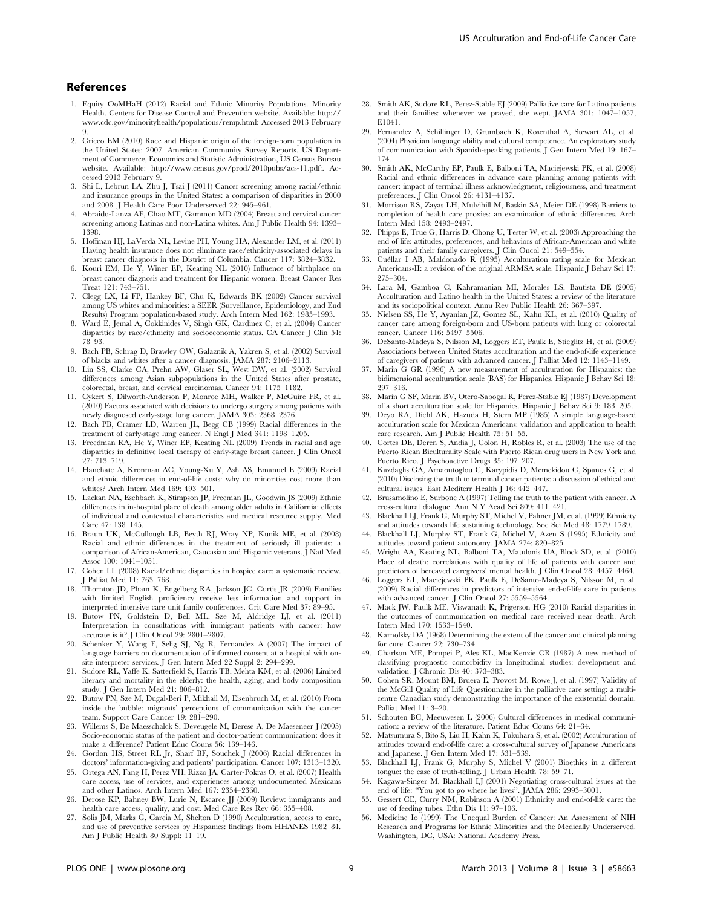## References

1. Equity OoMHaH (2012) Racial and Ethnic Minority Populations. Minority Health. Centers for Disease Control and Prevention website. Available: http://www.cdc.gov/minorityhealth/populations/remp.html: Accessed 2013 February 9.
2. Grieco EM (2010) Race and Hispanic origin of the foreign-born population in the United States: 2007. American Community Survey Reports. US Department of Commerce, Economics and Statistic Administration, US Census Bureau website. Available: http://www.census.gov/prod/2010pubs/acs-11.pdf:. Accessed 2013 February 9.
3. Shi L, Lebrun LA, Zhu J, Tsai J (2011) Cancer screening among racial/ethnic and insurance groups in the United States: a comparison of disparities in 2000 and 2008. J Health Care Poor Underserved 22: 945–961.
4. Abraido-Lanza AF, Chao MT, Gammon MD (2004) Breast and cervical cancer screening among Latinas and non-Latina whites. Am J Public Health 94: 1393–1398.
5. Hoffman HJ, LaVerda NL, Levine PH, Young HA, Alexander LM, et al. (2011) Having health insurance does not eliminate race/ethnicity-associated delays in breast cancer diagnosis in the District of Columbia. Cancer 117: 3824–3832.
6. Kouri EM, He Y, Winer EP, Keating NL (2010) Influence of birthplace on breast cancer diagnosis and treatment for Hispanic women. Breast Cancer Res Treat 121: 743–751.
7. Clegg LX, Li FP, Hankey BF, Chu K, Edwards BK (2002) Cancer survival among US whites and minorities: a SEER (Surveillance, Epidemiology, and End Results) Program population-based study. Arch Intern Med 162: 1985–1993.
8. Ward E, Jemal A, Cokkinides V, Singh GK, Cardinez C, et al. (2004) Cancer disparities by race/ethnicity and socioeconomic status. CA Cancer J Clin 54: 78–93.
9. Bach PB, Schrag D, Brawley OW, Galaznik A, Yakren S, et al. (2002) Survival of blacks and whites after a cancer diagnosis. JAMA 287: 2106–2113.
10. Lin SS, Clarke CA, Prehn AW, Glaser SL, West DW, et al. (2002) Survival differences among Asian subpopulations in the United States after prostate, colorectal, breast, and cervical carcinomas. Cancer 94: 1175–1182.
11. Cykert S, Dilworth-Anderson P, Monroe MH, Walker P, McGuire FR, et al. (2010) Factors associated with decisions to undergo surgery among patients with newly diagnosed early-stage lung cancer. JAMA 303: 2368–2376.
12. Bach PB, Cramer LD, Warren JL, Begg CB (1999) Racial differences in the treatment of early-stage lung cancer. N Engl J Med 341: 1198–1205.
13. Freedman RA, He Y, Winer EP, Keating NL (2009) Trends in racial and age disparities in definitive local therapy of early-stage breast cancer. J Clin Oncol 27: 713–719.
14. Hanchate A, Kronman AC, Young-Xu Y, Ash AS, Emanuel E (2009) Racial and ethnic differences in end-of-life costs: why do minorities cost more than whites? Arch Intern Med 169: 493–501.
15. Lackan NA, Eschbach K, Stimpson JP, Freeman JL, Goodwin JS (2009) Ethnic differences in in-hospital place of death among older adults in California: effects of individual and contextual characteristics and medical resource supply. Med Care 47: 138–145.
16. Braun UK, McCullough LB, Beyth RJ, Wray NP, Kunik ME, et al. (2008) Racial and ethnic differences in the treatment of seriously ill patients: a comparison of African-American, Caucasian and Hispanic veterans. J Natl Med Assoc 100: 1041–1051.
17. Cohen LL (2008) Racial/ethnic disparities in hospice care: a systematic review. J Palliat Med 11: 763–768.
18. Thornton JD, Pham K, Engelberg RA, Jackson JC, Curtis JR (2009) Families with limited English proficiency receive less information and support in interpreted intensive care unit family conferences. Crit Care Med 37: 89–95.
19. Butow PN, Goldstein D, Bell ML, Sze M, Aldridge LJ, et al. (2011) Interpretation in consultations with immigrant patients with cancer: how accurate is it? J Clin Oncol 29: 2801–2807.
20. Schenker Y, Wang F, Selig SJ, Ng R, Fernandez A (2007) The impact of language barriers on documentation of informed consent at a hospital with on-site interpreter services. J Gen Intern Med 22 Suppl 2: 294–299.
21. Sudore RL, Yaffe K, Satterfield S, Harris TB, Mehta KM, et al. (2006) Limited literacy and mortality in the elderly: the health, aging, and body composition study. J Gen Intern Med 21: 806–812.
22. Butow PN, Sze M, Dugal-Beri P, Mikhail M, Eisenbruch M, et al. (2010) From inside the bubble: migrants' perceptions of communication with the cancer team. Support Care Cancer 19: 281–290.
23. Willems S, De Maesschalck S, Deveugele M, Derese A, De Maeseneer J (2005) Socio-economic status of the patient and doctor-patient communication: does it make a difference? Patient Educ Couns 56: 139–146.
24. Gordon HS, Street RL Jr, Sharf BF, Souchek J (2006) Racial differences in doctors' information-giving and patients' participation. Cancer 107: 1313–1320.
25. Ortega AN, Fang H, Perez VH, Rizzo JA, Carter-Pokras O, et al. (2007) Health care access, use of services, and experiences among undocumented Mexicans and other Latinos. Arch Intern Med 167: 2354–2360.
26. Derose KP, Bahney BW, Lurie N, Escarce JJ (2009) Review: immigrants and health care access, quality, and cost. Med Care Res Rev 66: 355–408.
27. Solis JM, Marks G, Garcia M, Shelton D (1990) Acculturation, access to care, and use of preventive services by Hispanics: findings from HHANES 1982–84. Am J Public Health 80 Suppl: 11–19.
28. Smith AK, Sudore RL, Perez-Stable EJ (2009) Palliative care for Latino patients and their families: whenever we prayed, she wept. JAMA 301: 1047–1057, E1041.
29. Fernandez A, Schillinger D, Grumbach K, Rosenthal A, Stewart AL, et al. (2004) Physician language ability and cultural competence. An exploratory study of communication with Spanish-speaking patients. J Gen Intern Med 19: 167–174.
30. Smith AK, McCarthy EP, Paulk E, Balboni TA, Maciejewski PK, et al. (2008) Racial and ethnic differences in advance care planning among patients with cancer: impact of terminal illness acknowledgment, religiousness, and treatment preferences. J Clin Oncol 26: 4131–4137.
31. Morrison RS, Zayas LH, Mulvihill M, Baskin SA, Meier DE (1998) Barriers to completion of health care proxies: an examination of ethnic differences. Arch Intern Med 158: 2493–2497.
32. Phipps E, True G, Harris D, Chong U, Tester W, et al. (2003) Approaching the end of life: attitudes, preferences, and behaviors of African-American and white patients and their family caregivers. J Clin Oncol 21: 549–554.
33. Cuéllar I AB, Maldonado R (1995) Acculturation rating scale for Mexican Americans-II: a revision of the original ARMSA scale. Hispanic J Behav Sci 17: 275–304.
34. Lara M, Gamboa C, Kahramanian MI, Morales LS, Bautista DE (2005) Acculturation and Latino health in the United States: a review of the literature and its sociopolitical context. Annu Rev Public Health 26: 367–397.
35. Nielsen SS, He Y, Ayanian JZ, Gomez SL, Kahn KL, et al. (2010) Quality of cancer care among foreign-born and US-born patients with lung or colorectal cancer. Cancer 116: 5497–5506.
36. DeSanto-Madeya S, Nilsson M, Loggers ET, Paulk E, Stieglitz H, et al. (2009) Associations between United States acculturation and the end-of-life experience of caregivers of patients with advanced cancer. J Palliat Med 12: 1143–1149.
37. Marin G GR (1996) A new measurement of acculturation for Hispanics: the bidimensional acculturation scale (BAS) for Hispanics. Hispanic J Behav Sci 18: 297–316.
38. Marin G SF, Marin BV, Otero-Sabogal R, Perez-Stable EJ (1987) Development of a short acculturation scale for Hispanics. Hispanic J Behav Sci 9: 183–205.
39. Deyo RA, Diehl AK, Hazuda H, Stern MP (1985) A simple language-based acculturation scale for Mexican Americans: validation and application to health care research. Am J Public Health 75: 51–55.
40. Cortes DE, Deren S, Andia J, Colon H, Robles R, et al. (2003) The use of the Puerto Rican Biculturality Scale with Puerto Rican drug users in New York and Puerto Rico. J Psychoactive Drugs 35: 197–207.
41. Kazdaglis GA, Arnaoutoglou C, Karypidis D, Memekidou G, Spanos G, et al. (2010) Disclosing the truth to terminal cancer patients: a discussion of ethical and cultural issues. East Mediterr Health J 16: 442–447.
42. Brusamolino E, Surbone A (1997) Telling the truth to the patient with cancer. A cross-cultural dialogue. Ann N Y Acad Sci 809: 411–421.
43. Blackhall LJ, Frank G, Murphy ST, Michel V, Palmer JM, et al. (1999) Ethnicity and attitudes towards life sustaining technology. Soc Sci Med 48: 1779–1789.
44. Blackhall LJ, Murphy ST, Frank G, Michel V, Azen S (1995) Ethnicity and attitudes toward patient autonomy. JAMA 274: 820–825.
45. Wright AA, Keating NL, Balboni TA, Matulonis UA, Block SD, et al. (2010) Place of death: correlations with quality of life of patients with cancer and predictors of bereaved caregivers' mental health. J Clin Oncol 28: 4457–4464.
46. Loggers ET, Maciejewski PK, Paulk E, DeSanto-Madeya S, Nilsson M, et al. (2009) Racial differences in predictors of intensive end-of-life care in patients with advanced cancer. J Clin Oncol 27: 5559–5564.
47. Mack JW, Paulk ME, Viswanath K, Prigerson HG (2010) Racial disparities in the outcomes of communication on medical care received near death. Arch Intern Med 170: 1533–1540.
48. Karnofsky DA (1968) Determining the extent of the cancer and clinical planning for cure. Cancer 22: 730–734.
49. Charlson ME, Pompei P, Ales KL, MacKenzie CR (1987) A new method of classifying prognostic comorbidity in longitudinal studies: development and validation. J Chronic Dis 40: 373–383.
50. Cohen SR, Mount BM, Bruera E, Provost M, Rowe J, et al. (1997) Validity of the McGill Quality of Life Questionnaire in the palliative care setting: a multi-centre Canadian study demonstrating the importance of the existential domain. Palliat Med 11: 3–20.
51. Schouten BC, Meeuwesen L (2006) Cultural differences in medical communication: a review of the literature. Patient Educ Couns 64: 21–34.
52. Matsumura S, Bito S, Liu H, Kahn K, Fukuhara S, et al. (2002) Acculturation of attitudes toward end-of-life care: a cross-cultural survey of Japanese Americans and Japanese. J Gen Intern Med 17: 531–539.
53. Blackhall LJ, Frank G, Murphy S, Michel V (2001) Bioethics in a different tongue: the case of truth-telling. J Urban Health 78: 59–71.
54. Kagawa-Singer M, Blackhall LJ (2001) Negotiating cross-cultural issues at the end of life: "You got to go where he lives". JAMA 286: 2993–3001.
55. Gessert CE, Curry NM, Robinson A (2001) Ethnicity and end-of-life care: the use of feeding tubes. Ethn Dis 11: 97–106.
56. Medicine Io (1999) The Unequal Burden of Cancer: An Assessment of NIH Research and Programs for Ethnic Minorities and the Medically Underserved. Washington, DC, USA: National Academy Press.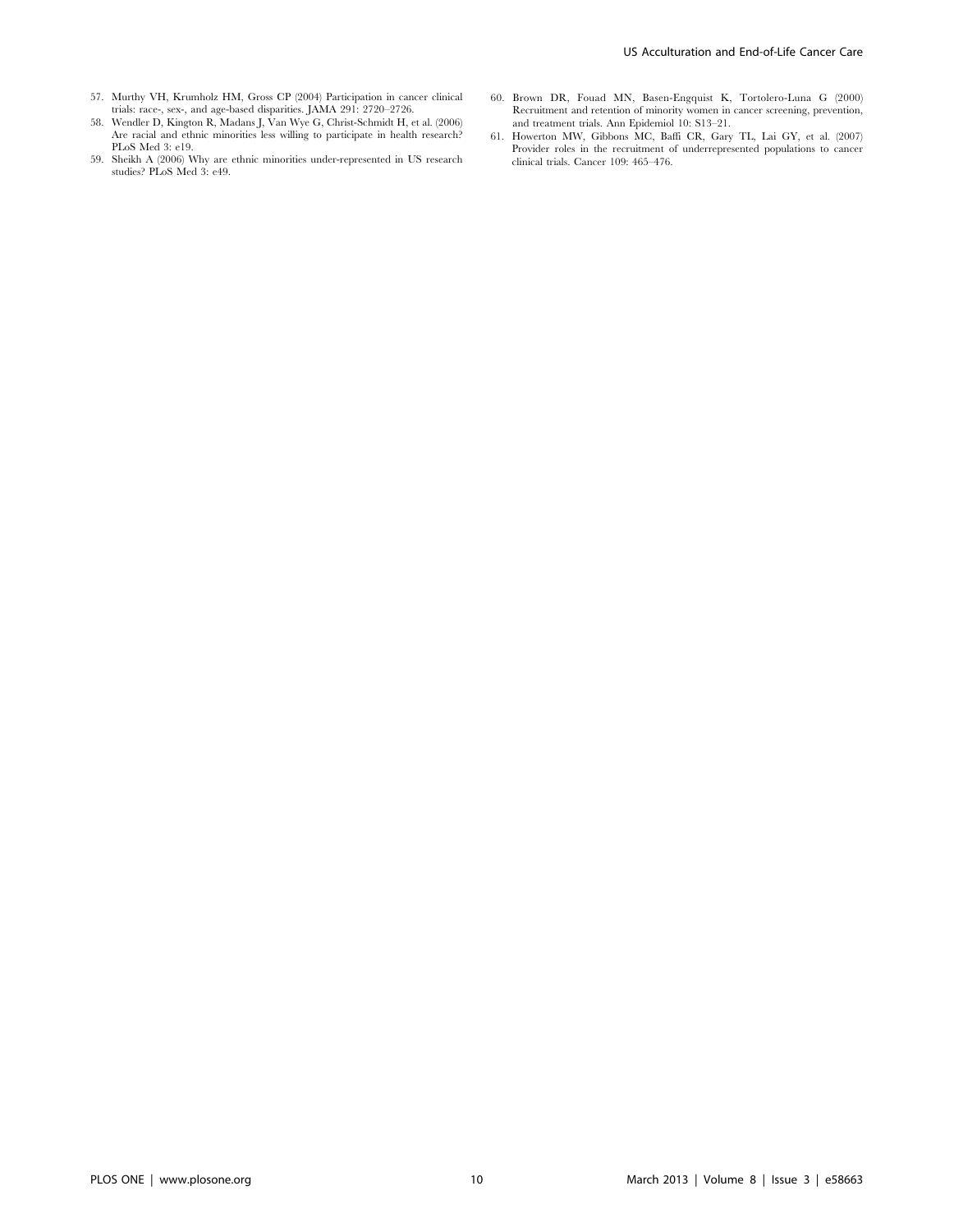57. Murthy VH, Krumholz HM, Gross CP (2004) Participation in cancer clinical trials: race-, sex-, and age-based disparities. JAMA 291: 2720–2726.
58. Wendler D, Kington R, Madans J, Van Wye G, Christ-Schmidt H, et al. (2006) Are racial and ethnic minorities less willing to participate in health research? PLoS Med 3: e19.
59. Sheikh A (2006) Why are ethnic minorities under-represented in US research studies? PLoS Med 3: e49.
60. Brown DR, Fouad MN, Basen-Engquist K, Tortolero-Luna G (2000) Recruitment and retention of minority women in cancer screening, prevention, and treatment trials. Ann Epidemiol 10: S13–21.
61. Howerton MW, Gibbons MC, Baffi CR, Gary TL, Lai GY, et al. (2007) Provider roles in the recruitment of underrepresented populations to cancer clinical trials. Cancer 109: 465–476.